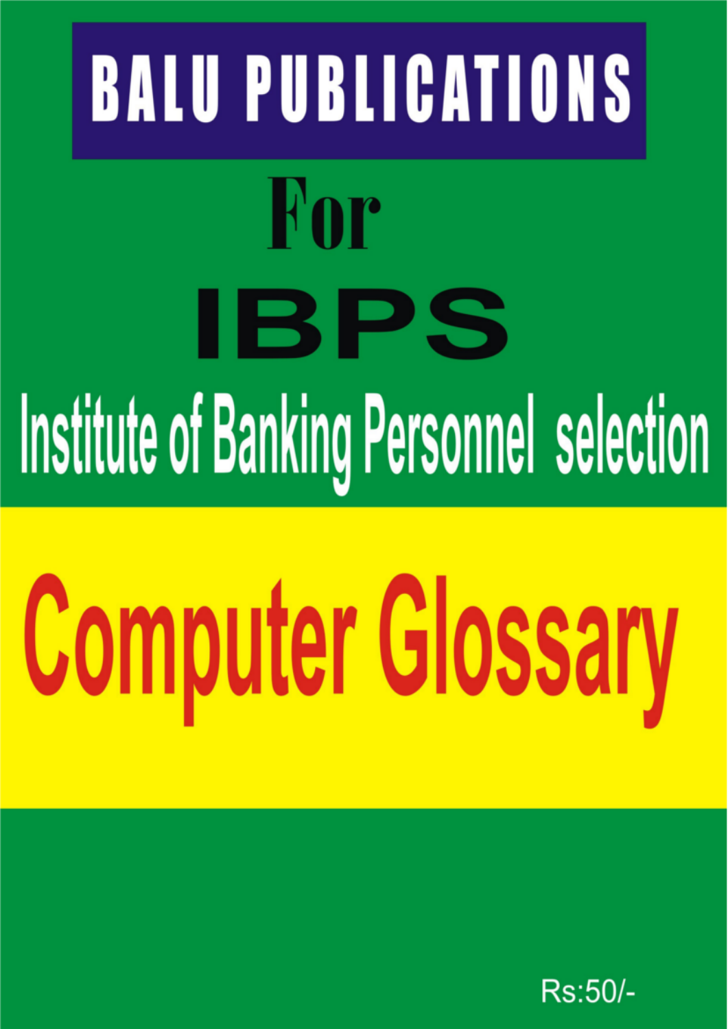# BALU PUBLICATIONS

## For

# IBPS

## Institute of Banking Personnel selection

# Computer Glossary

Rs:50/-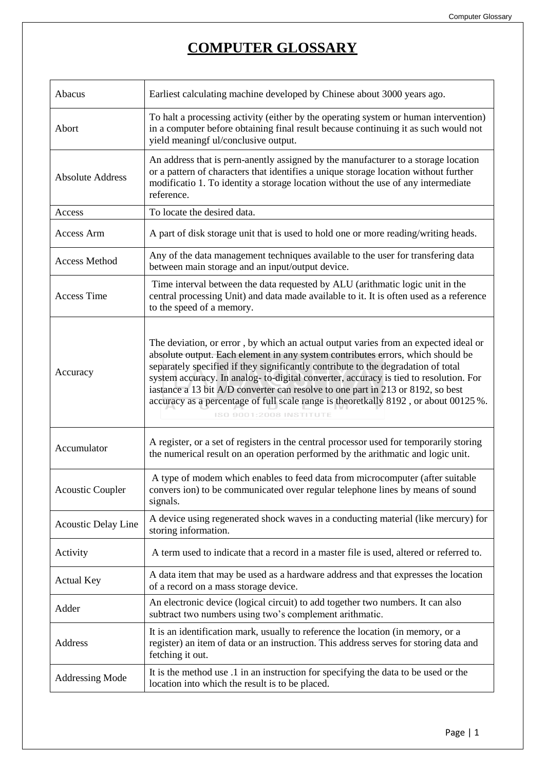# COMPUTER GLOSSARY

| | |
|---|---|
| Abacus | Earliest calculating machine developed by Chinese about 3000 years ago. |
| Abort | To halt a processing activity (either by the operating system or human intervention) in a computer before obtaining final result because continuing it as such would not yield meaningf ul/conclusive output. |
| Absolute Address | An address that is pern-anently assigned by the manufacturer to a storage location or a pattern of characters that identifies a unique storage location without further modificatio 1. To identity a storage location without the use of any intermediate reference. |
| Access | To locate the desired data. |
| Access Arm | A part of disk storage unit that is used to hold one or more reading/writing heads. |
| Access Method | Any of the data management techniques available to the user for transfering data between main storage and an input/output device. |
| Access Time | Time interval between the data requested by ALU (arithmatic logic unit in the central processing Unit) and data made available to it. It is often used as a reference to the speed of a memory. |
| Accuracy | The deviation, or error , by which an actual output varies from an expected ideal or absolute output. Each element in any system contributes errors, which should be separately specified if they significantly contribute to the degradation of total system accuracy. In analog- to-digital converter, accuracy is tied to resolution. For iastance a 13 bit A/D converter can resolve to one part in 213 or 8192, so best accuracy as a percentage of full scale range is theoretkally 8192 , or about 00125 %. |
| Accumulator | A register, or a set of registers in the central processor used for temporarily storing the numerical result on an operation performed by the arithmatic and logic unit. |
| Acoustic Coupler | A type of modem which enables to feed data from microcomputer (after suitable convers ion) to be communicated over regular telephone lines by means of sound signals. |
| Acoustic Delay Line | A device using regenerated shock waves in a conducting material (like mercury) for storing information. |
| Activity | A term used to indicate that a record in a master file is used, altered or referred to. |
| Actual Key | A data item that may be used as a hardware address and that expresses the location of a record on a mass storage device. |
| Adder | An electronic device (logical circuit) to add together two numbers. It can also subtract two numbers using two's complement arithmatic. |
| Address | It is an identification mark, usually to reference the location (in memory, or a register) an item of data or an instruction. This address serves for storing data and fetching it out. |
| Addressing Mode | It is the method use .1 in an instruction for specifying the data to be used or the location into which the result is to be placed. |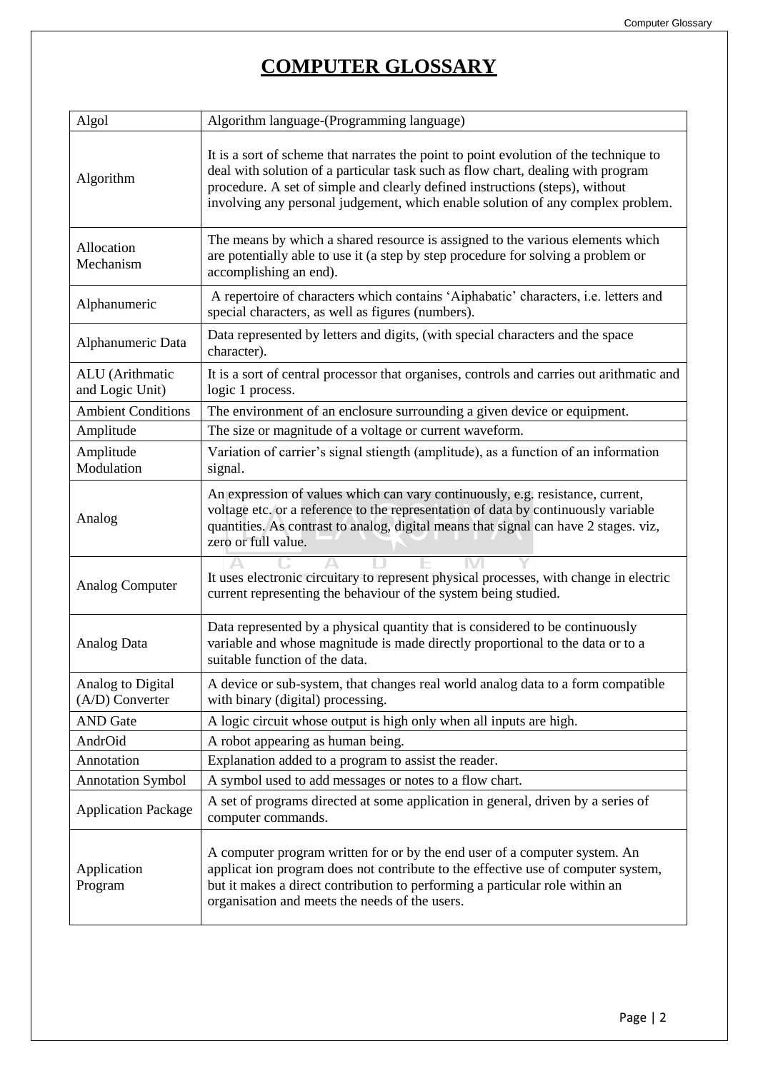# COMPUTER GLOSSARY

| | |
|---|---|
| Algol | Algorithm language-(Programming language) |
| Algorithm | It is a sort of scheme that narrates the point to point evolution of the technique to deal with solution of a particular task such as flow chart, dealing with program procedure. A set of simple and clearly defined instructions (steps), without involving any personal judgement, which enable solution of any complex problem. |
| Allocation Mechanism | The means by which a shared resource is assigned to the various elements which are potentially able to use it (a step by step procedure for solving a problem or accomplishing an end). |
| Alphanumeric | A repertoire of characters which contains 'Aiphabatic' characters, i.e. letters and special characters, as well as figures (numbers). |
| Alphanumeric Data | Data represented by letters and digits, (with special characters and the space character). |
| ALU (Arithmatic and Logic Unit) | It is a sort of central processor that organises, controls and carries out arithmatic and logic 1 process. |
| Ambient Conditions | The environment of an enclosure surrounding a given device or equipment. |
| Amplitude | The size or magnitude of a voltage or current waveform. |
| Amplitude Modulation | Variation of carrier's signal stiength (amplitude), as a function of an information signal. |
| Analog | An expression of values which can vary continuously, e.g. resistance, current, voltage etc. or a reference to the representation of data by continuously variable quantities. As contrast to analog, digital means that signal can have 2 stages. viz, zero or full value. |
| Analog Computer | It uses electronic circuitary to represent physical processes, with change in electric current representing the behaviour of the system being studied. |
| Analog Data | Data represented by a physical quantity that is considered to be continuously variable and whose magnitude is made directly proportional to the data or to a suitable function of the data. |
| Analog to Digital (A/D) Converter | A device or sub-system, that changes real world analog data to a form compatible with binary (digital) processing. |
| AND Gate | A logic circuit whose output is high only when all inputs are high. |
| AndrOid | A robot appearing as human being. |
| Annotation | Explanation added to a program to assist the reader. |
| Annotation Symbol | A symbol used to add messages or notes to a flow chart. |
| Application Package | A set of programs directed at some application in general, driven by a series of computer commands. |
| Application Program | A computer program written for or by the end user of a computer system. An applicat ion program does not contribute to the effective use of computer system, but it makes a direct contribution to performing a particular role within an organisation and meets the needs of the users. |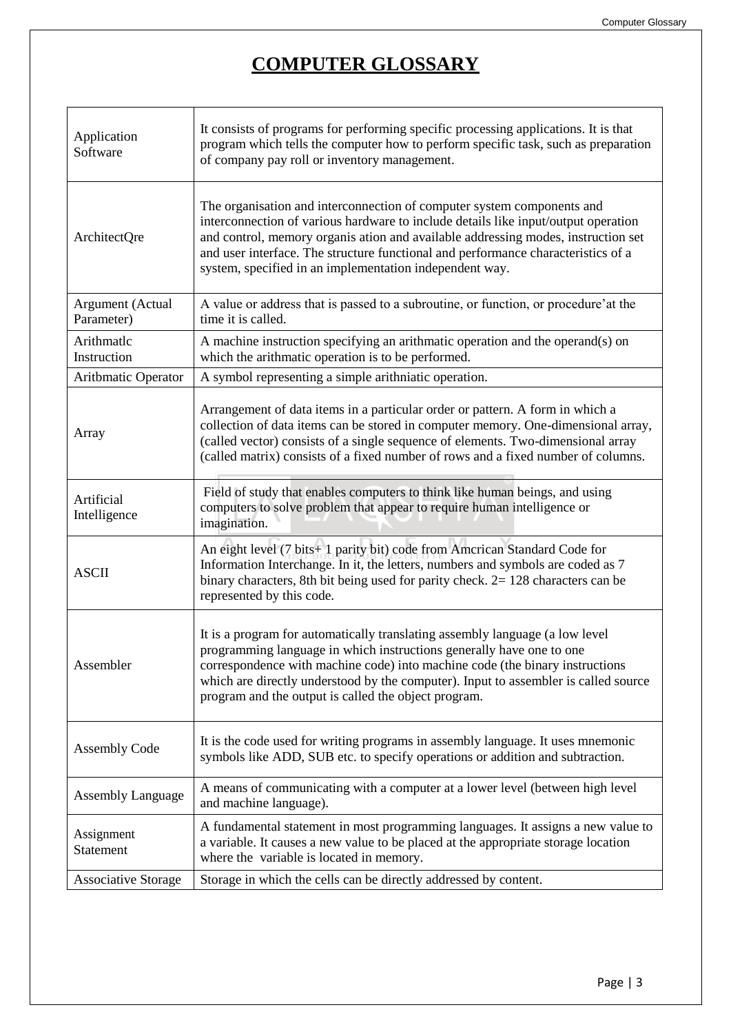# COMPUTER GLOSSARY

| | |
|---|---|
| Application Software | It consists of programs for performing specific processing applications. It is that program which tells the computer how to perform specific task, such as preparation of company pay roll or inventory management. |
| ArchitectQre | The organisation and interconnection of computer system components and interconnection of various hardware to include details like input/output operation and control, memory organis ation and available addressing modes, instruction set and user interface. The structure functional and performance characteristics of a system, specified in an implementation independent way. |
| Argument (Actual Parameter) | A value or address that is passed to a subroutine, or function, or procedure'at the time it is called. |
| Arithmatlc Instruction | A machine instruction specifying an arithmatic operation and the operand(s) on which the arithmatic operation is to be performed. |
| Aritbmatic Operator | A symbol representing a simple arithniatic operation. |
| Array | Arrangement of data items in a particular order or pattern. A form in which a collection of data items can be stored in computer memory. One-dimensional array, (called vector) consists of a single sequence of elements. Two-dimensional array (called matrix) consists of a fixed number of rows and a fixed number of columns. |
| Artificial Intelligence | Field of study that enables computers to think like human beings, and using computers to solve problem that appear to require human intelligence or imagination. |
| ASCII | An eight level (7 bits+ 1 parity bit) code from Amcrican Standard Code for Information Interchange. In it, the letters, numbers and symbols are coded as 7 binary characters, 8th bit being used for parity check. 2= 128 characters can be represented by this code. |
| Assembler | It is a program for automatically translating assembly language (a low level programming language in which instructions generally have one to one correspondence with machine code) into machine code (the binary instructions which are directly understood by the computer). Input to assembler is called source program and the output is called the object program. |
| Assembly Code | It is the code used for writing programs in assembly language. It uses mnemonic symbols like ADD, SUB etc. to specify operations or addition and subtraction. |
| Assembly Language | A means of communicating with a computer at a lower level (between high level and machine language). |
| Assignment Statement | A fundamental statement in most programming languages. It assigns a new value to a variable. It causes a new value to be placed at the appropriate storage location where the variable is located in memory. |
| Associative Storage | Storage in which the cells can be directly addressed by content. |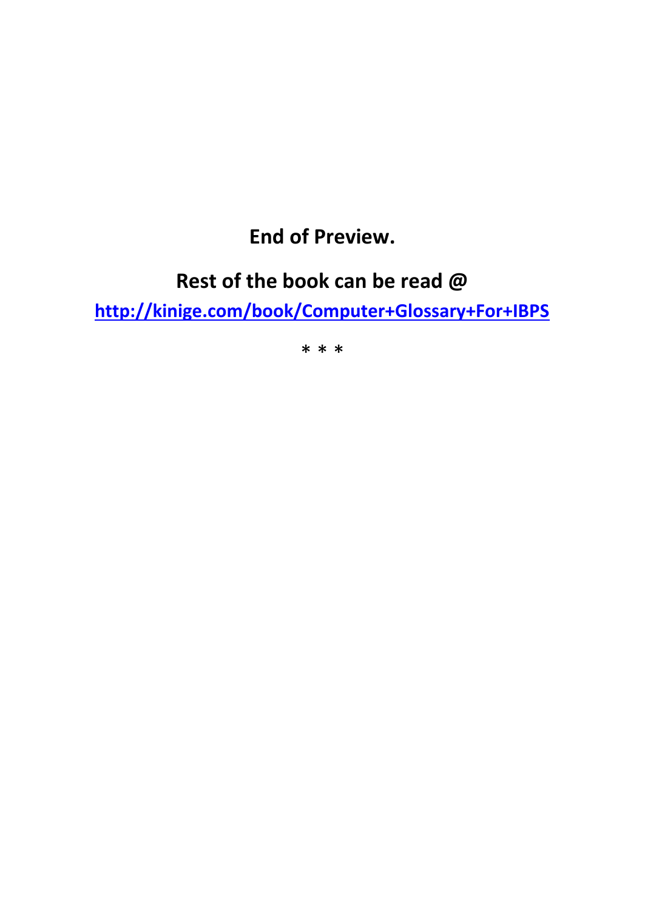**End of Preview.**

**Rest of the book can be read @**

**[http://kinige.com/book/Computer+Glossary+For+IBPS](http://kinige.com/book/Computer+Glossary+For+IBPS)**

* * *